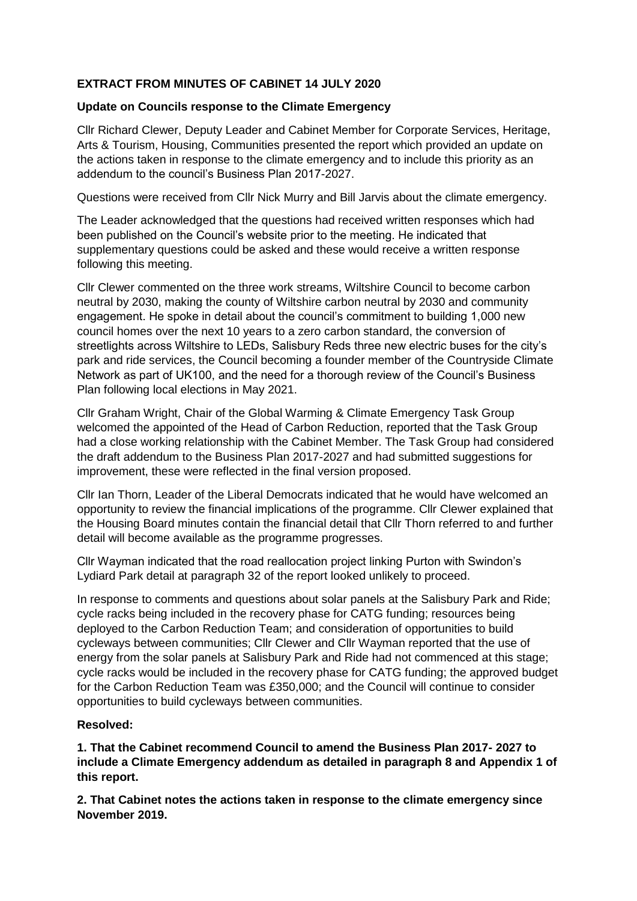# EXTRACT FROM MINUTES OF CABINET 14 JULY 2020

## Update on Councils response to the Climate Emergency

Cllr Richard Clewer, Deputy Leader and Cabinet Member for Corporate Services, Heritage, Arts & Tourism, Housing, Communities presented the report which provided an update on the actions taken in response to the climate emergency and to include this priority as an addendum to the council's Business Plan 2017-2027.

Questions were received from Cllr Nick Murry and Bill Jarvis about the climate emergency.

The Leader acknowledged that the questions had received written responses which had been published on the Council's website prior to the meeting. He indicated that supplementary questions could be asked and these would receive a written response following this meeting.

Cllr Clewer commented on the three work streams, Wiltshire Council to become carbon neutral by 2030, making the county of Wiltshire carbon neutral by 2030 and community engagement. He spoke in detail about the council's commitment to building 1,000 new council homes over the next 10 years to a zero carbon standard, the conversion of streetlights across Wiltshire to LEDs, Salisbury Reds three new electric buses for the city's park and ride services, the Council becoming a founder member of the Countryside Climate Network as part of UK100, and the need for a thorough review of the Council's Business Plan following local elections in May 2021.

Cllr Graham Wright, Chair of the Global Warming & Climate Emergency Task Group welcomed the appointed of the Head of Carbon Reduction, reported that the Task Group had a close working relationship with the Cabinet Member. The Task Group had considered the draft addendum to the Business Plan 2017-2027 and had submitted suggestions for improvement, these were reflected in the final version proposed.

Cllr Ian Thorn, Leader of the Liberal Democrats indicated that he would have welcomed an opportunity to review the financial implications of the programme. Cllr Clewer explained that the Housing Board minutes contain the financial detail that Cllr Thorn referred to and further detail will become available as the programme progresses.

Cllr Wayman indicated that the road reallocation project linking Purton with Swindon's Lydiard Park detail at paragraph 32 of the report looked unlikely to proceed.

In response to comments and questions about solar panels at the Salisbury Park and Ride; cycle racks being included in the recovery phase for CATG funding; resources being deployed to the Carbon Reduction Team; and consideration of opportunities to build cycleways between communities; Cllr Clewer and Cllr Wayman reported that the use of energy from the solar panels at Salisbury Park and Ride had not commenced at this stage; cycle racks would be included in the recovery phase for CATG funding; the approved budget for the Carbon Reduction Team was £350,000; and the Council will continue to consider opportunities to build cycleways between communities.

**Resolved:**

**1. That the Cabinet recommend Council to amend the Business Plan 2017- 2027 to include a Climate Emergency addendum as detailed in paragraph 8 and Appendix 1 of this report.**

**2. That Cabinet notes the actions taken in response to the climate emergency since November 2019.**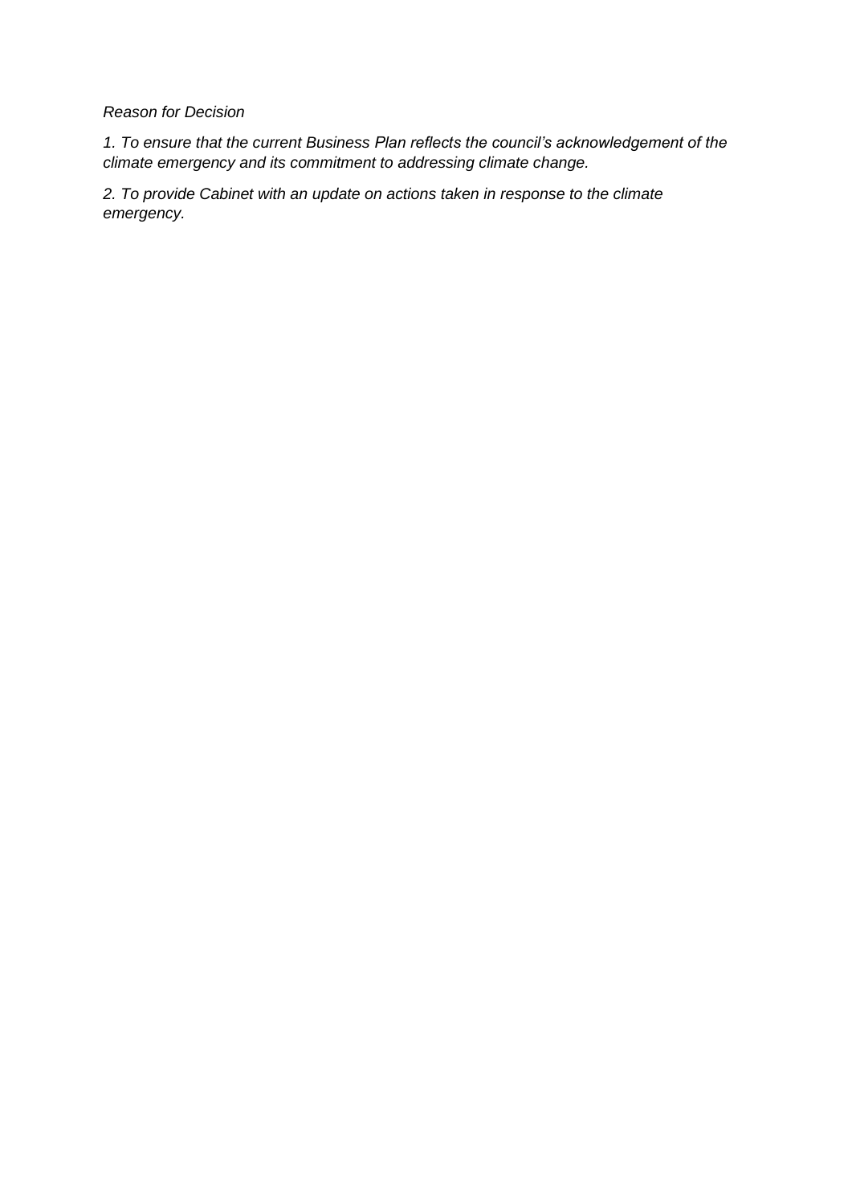*Reason for Decision*

*1. To ensure that the current Business Plan reflects the council's acknowledgement of the climate emergency and its commitment to addressing climate change.*

*2. To provide Cabinet with an update on actions taken in response to the climate emergency.*